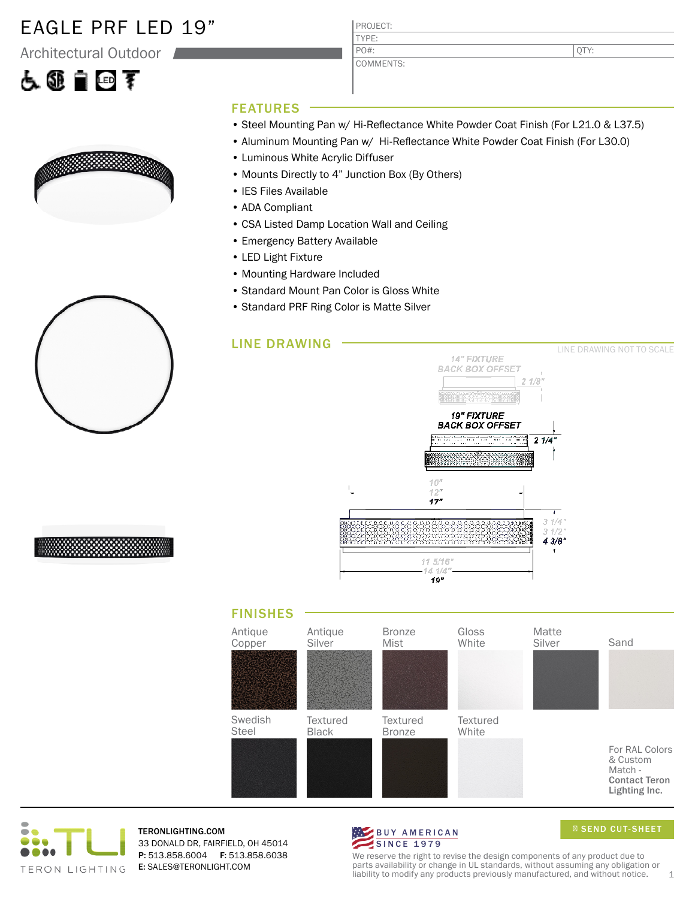# EAGLE PRF LED 19”

Architectural Outdoor

| PROJECT: | |
|---|---|
| TYPE: | |
| PO#: | QTY: |
| COMMENTS: | |

## FEATURES

- Steel Mounting Pan w/ Hi-Reflectance White Powder Coat Finish (For L21.0 & L37.5)
- Aluminum Mounting Pan w/ Hi-Reflectance White Powder Coat Finish (For L30.0)
- Luminous White Acrylic Diffuser
- Mounts Directly to 4” Junction Box (By Others)
- IES Files Available
- ADA Compliant
- CSA Listed Damp Location Wall and Ceiling
- Emergency Battery Available
- LED Light Fixture
- Mounting Hardware Included
- Standard Mount Pan Color is Gloss White
- Standard PRF Ring Color is Matte Silver

## LINE DRAWING

LINE DRAWING NOT TO SCALE

14" FIXTURE BACK BOX OFFSET 2 1/8"

19" FIXTURE BACK BOX OFFSET 2 1/4"

10" 12" 17"

3 1/4" 3 1/2" 4 3/8"

11 5/16" 14 1/4" 19"

## FINISHES

Antique Copper, Antique Silver, Bronze Mist, Gloss White, Matte Silver, Sand

Swedish Steel, Textured Black, Textured Bronze, Textured White

For RAL Colors & Custom Match - **Contact Teron Lighting Inc.**

TERON LIGHTING

**TERONLIGHTING.COM**
33 DONALD DR, FAIRFIELD, OH 45014
**P:** 513.858.6004 **F:** 513.858.6038
**E:** SALES@TERONLIGHT.COM

BUY AMERICAN SINCE 1979

SEND CUT-SHEET

We reserve the right to revise the design components of any product due to parts availability or change in UL standards, without assuming any obligation or liability to modify any products previously manufactured, and without notice.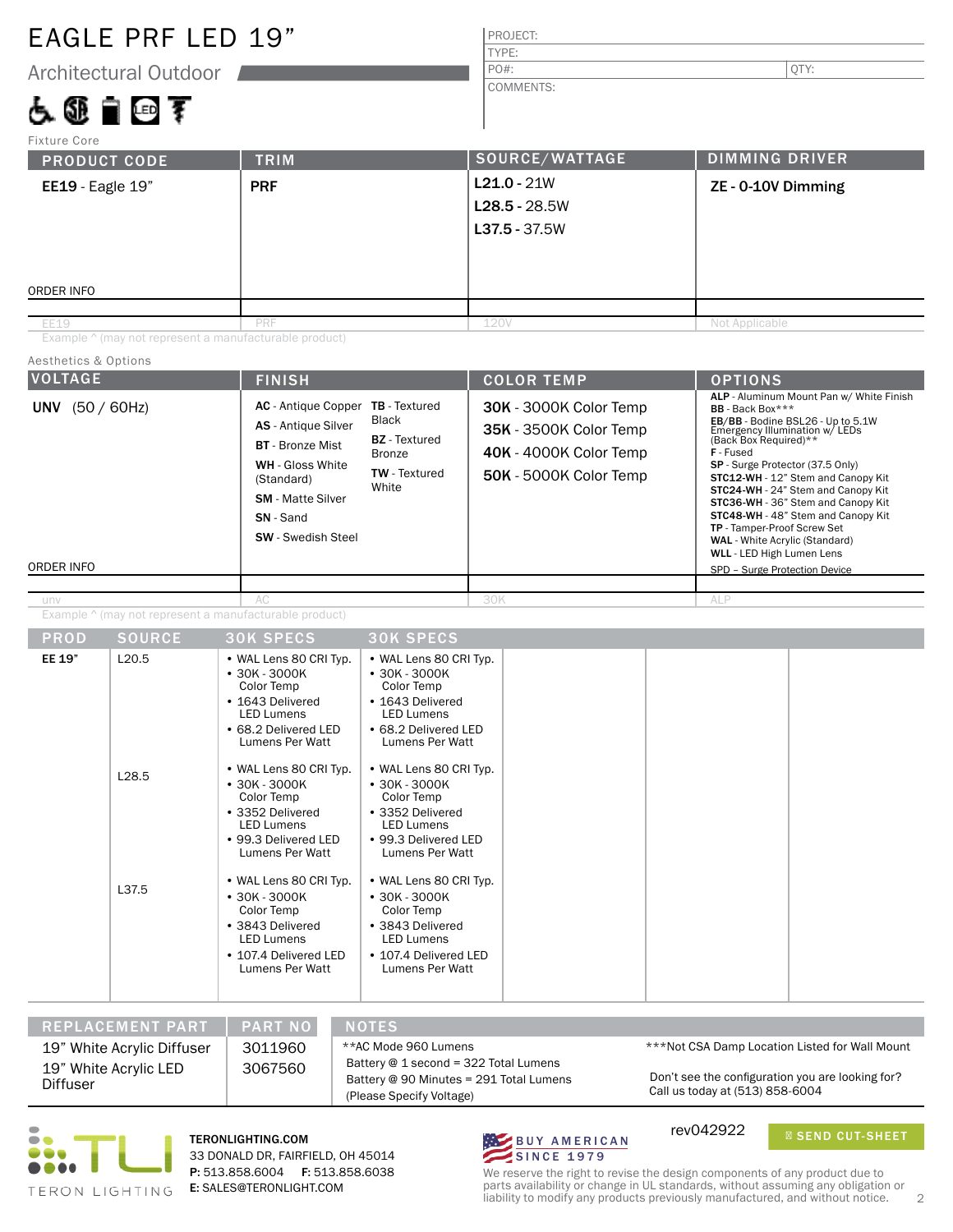# EAGLE PRF LED 19"

## Architectural Outdoor

| PROJECT: | |
|---|---|
| TYPE: | |
| PO#: | QTY: |
| COMMENTS: | |

Fixture Core

| PRODUCT CODE | TRIM | SOURCE/WATTAGE | DIMMING DRIVER |
|---|---|---|---|
| **EE19** - Eagle 19" | **PRF** | **L21.0** - 21W<br>**L28.5** - 28.5W<br>**L37.5** - 37.5W | **ZE - 0-10V Dimming** |
| ORDER INFO | | | |
| EE19 | PRF | 120V | Not Applicable |

Example ^ (may not represent a manufacturable product)

Aesthetics & Options

| VOLTAGE | FINISH | COLOR TEMP | OPTIONS |
|---|---|---|---|
| **UNV** (50 / 60Hz) | **AC** - Antique Copper<br>**AS** - Antique Silver<br>**BT** - Bronze Mist<br>**WH** - Gloss White (Standard)<br>**SM** - Matte Silver<br>**SN** - Sand<br>**SW** - Swedish Steel<br>**TB** - Textured Black<br>**BZ** - Textured Bronze<br>**TW** - Textured White | **30K** - 3000K Color Temp<br>**35K** - 3500K Color Temp<br>**40K** - 4000K Color Temp<br>**50K** - 5000K Color Temp | **ALP** - Aluminum Mount Pan w/ White Finish<br>**BB** - Back Box***<br>**EB/BB** - Bodine BSL26 - Up to 5.1W Emergency Illumination w/ LEDs (Back Box Required)**<br>**F** - Fused<br>**SP** - Surge Protector (37.5 Only)<br>**STC12-WH** - 12" Stem and Canopy Kit<br>**STC24-WH** - 24" Stem and Canopy Kit<br>**STC36-WH** - 36" Stem and Canopy Kit<br>**STC48-WH** - 48" Stem and Canopy Kit<br>**TP** - Tamper-Proof Screw Set<br>**WAL** - White Acrylic (Standard)<br>**WLL** - LED High Lumen Lens<br>SPD – Surge Protection Device |
| ORDER INFO | | | |
| unv | AC | 30K | ALP |

Example ^ (may not represent a manufacturable product)

| PROD | SOURCE | 30K SPECS | 30K SPECS | | |
|---|---|---|---|---|---|
| **EE 19"** | L20.5 | • WAL Lens 80 CRI Typ.<br>• 30K - 3000K Color Temp<br>• 1643 Delivered LED Lumens<br>• 68.2 Delivered LED Lumens Per Watt | • WAL Lens 80 CRI Typ.<br>• 30K - 3000K Color Temp<br>• 1643 Delivered LED Lumens<br>• 68.2 Delivered LED Lumens Per Watt | | |
| | L28.5 | • WAL Lens 80 CRI Typ.<br>• 30K - 3000K Color Temp<br>• 3352 Delivered LED Lumens<br>• 99.3 Delivered LED Lumens Per Watt | • WAL Lens 80 CRI Typ.<br>• 30K - 3000K Color Temp<br>• 3352 Delivered LED Lumens<br>• 99.3 Delivered LED Lumens Per Watt | | |
| | L37.5 | • WAL Lens 80 CRI Typ.<br>• 30K - 3000K Color Temp<br>• 3843 Delivered LED Lumens<br>• 107.4 Delivered LED Lumens Per Watt | • WAL Lens 80 CRI Typ.<br>• 30K - 3000K Color Temp<br>• 3843 Delivered LED Lumens<br>• 107.4 Delivered LED Lumens Per Watt | | |

| REPLACEMENT PART | PART NO |
|---|---|
| 19" White Acrylic Diffuser | 3011960 |
| 19" White Acrylic LED Diffuser | 3067560 |

**NOTES**

**AC Mode 960 Lumens
Battery @ 1 second = 322 Total Lumens
Battery @ 90 Minutes = 291 Total Lumens
(Please Specify Voltage)

***Not CSA Damp Location Listed for Wall Mount

Don't see the configuration you are looking for? Call us today at (513) 858-6004

TERON LIGHTING

TERONLIGHTING.COM
33 DONALD DR, FAIRFIELD, OH 45014
P: 513.858.6004 F: 513.858.6038
E: SALES@TERONLIGHT.COM

BUY AMERICAN SINCE 1979

rev042922

SEND CUT-SHEET

We reserve the right to revise the design components of any product due to parts availability or change in UL standards, without assuming any obligation or liability to modify any products previously manufactured, and without notice.